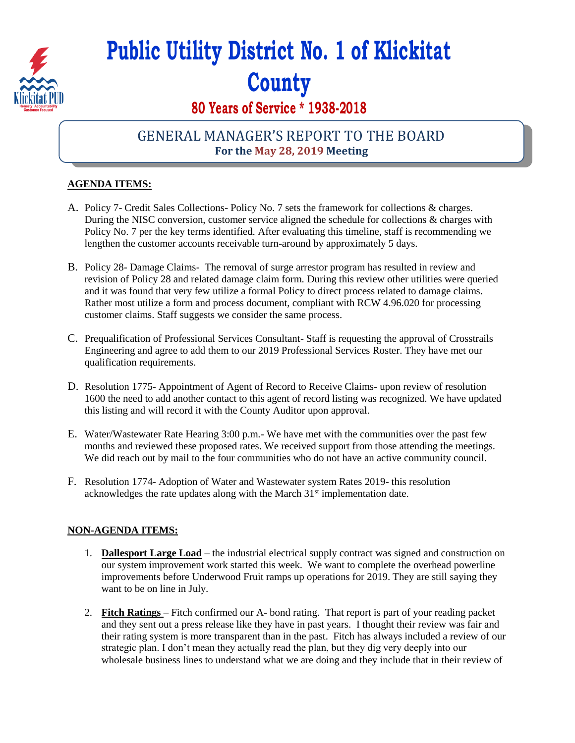# Public Utility District No. 1 of Klickitat County

## 80 Years of Service * 1938-2018

## GENERAL MANAGER'S REPORT TO THE BOARD

**For the May 28, 2019 Meeting**

**AGENDA ITEMS:**

A. Policy 7- Credit Sales Collections- Policy No. 7 sets the framework for collections & charges. During the NISC conversion, customer service aligned the schedule for collections & charges with Policy No. 7 per the key terms identified. After evaluating this timeline, staff is recommending we lengthen the customer accounts receivable turn-around by approximately 5 days.

B. Policy 28- Damage Claims- The removal of surge arrestor program has resulted in review and revision of Policy 28 and related damage claim form. During this review other utilities were queried and it was found that very few utilize a formal Policy to direct process related to damage claims. Rather most utilize a form and process document, compliant with RCW 4.96.020 for processing customer claims. Staff suggests we consider the same process.

C. Prequalification of Professional Services Consultant- Staff is requesting the approval of Crosstrails Engineering and agree to add them to our 2019 Professional Services Roster. They have met our qualification requirements.

D. Resolution 1775- Appointment of Agent of Record to Receive Claims- upon review of resolution 1600 the need to add another contact to this agent of record listing was recognized. We have updated this listing and will record it with the County Auditor upon approval.

E. Water/Wastewater Rate Hearing 3:00 p.m.- We have met with the communities over the past few months and reviewed these proposed rates. We received support from those attending the meetings. We did reach out by mail to the four communities who do not have an active community council.

F. Resolution 1774- Adoption of Water and Wastewater system Rates 2019- this resolution acknowledges the rate updates along with the March 31st implementation date.

**NON-AGENDA ITEMS:**

1. **Dallesport Large Load** – the industrial electrical supply contract was signed and construction on our system improvement work started this week. We want to complete the overhead powerline improvements before Underwood Fruit ramps up operations for 2019. They are still saying they want to be on line in July.

2. **Fitch Ratings** – Fitch confirmed our A- bond rating. That report is part of your reading packet and they sent out a press release like they have in past years. I thought their review was fair and their rating system is more transparent than in the past. Fitch has always included a review of our strategic plan. I don't mean they actually read the plan, but they dig very deeply into our wholesale business lines to understand what we are doing and they include that in their review of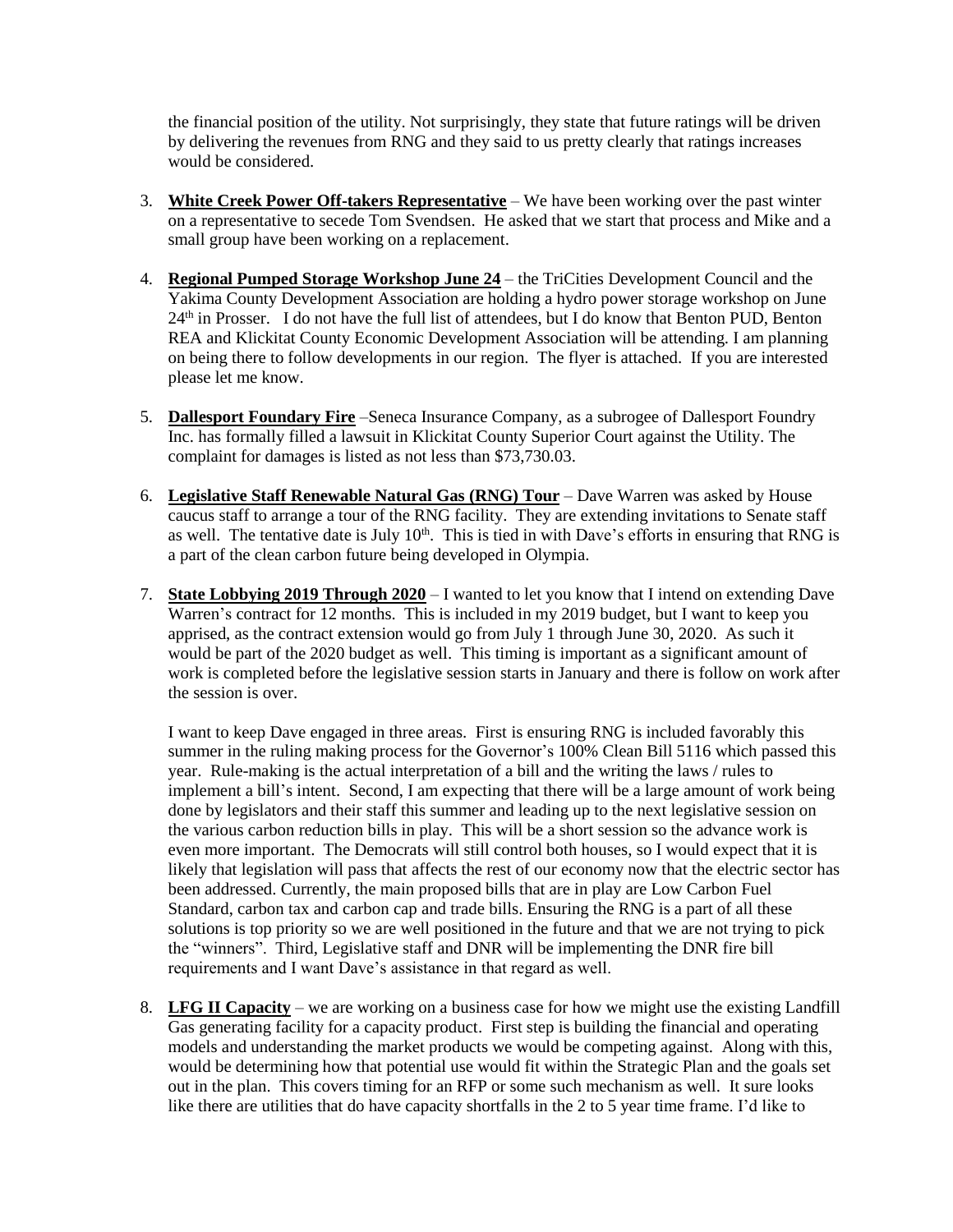the financial position of the utility. Not surprisingly, they state that future ratings will be driven by delivering the revenues from RNG and they said to us pretty clearly that ratings increases would be considered.

3. **White Creek Power Off-takers Representative** – We have been working over the past winter on a representative to secede Tom Svendsen. He asked that we start that process and Mike and a small group have been working on a replacement.

4. **Regional Pumped Storage Workshop June 24** – the TriCities Development Council and the Yakima County Development Association are holding a hydro power storage workshop on June 24th in Prosser. I do not have the full list of attendees, but I do know that Benton PUD, Benton REA and Klickitat County Economic Development Association will be attending. I am planning on being there to follow developments in our region. The flyer is attached. If you are interested please let me know.

5. **Dallesport Foundary Fire** –Seneca Insurance Company, as a subrogee of Dallesport Foundry Inc. has formally filled a lawsuit in Klickitat County Superior Court against the Utility. The complaint for damages is listed as not less than $73,730.03.

6. **Legislative Staff Renewable Natural Gas (RNG) Tour** – Dave Warren was asked by House caucus staff to arrange a tour of the RNG facility. They are extending invitations to Senate staff as well. The tentative date is July 10th. This is tied in with Dave's efforts in ensuring that RNG is a part of the clean carbon future being developed in Olympia.

7. **State Lobbying 2019 Through 2020** – I wanted to let you know that I intend on extending Dave Warren's contract for 12 months. This is included in my 2019 budget, but I want to keep you apprised, as the contract extension would go from July 1 through June 30, 2020. As such it would be part of the 2020 budget as well. This timing is important as a significant amount of work is completed before the legislative session starts in January and there is follow on work after the session is over.

   I want to keep Dave engaged in three areas. First is ensuring RNG is included favorably this summer in the ruling making process for the Governor's 100% Clean Bill 5116 which passed this year. Rule-making is the actual interpretation of a bill and the writing the laws / rules to implement a bill's intent. Second, I am expecting that there will be a large amount of work being done by legislators and their staff this summer and leading up to the next legislative session on the various carbon reduction bills in play. This will be a short session so the advance work is even more important. The Democrats will still control both houses, so I would expect that it is likely that legislation will pass that affects the rest of our economy now that the electric sector has been addressed. Currently, the main proposed bills that are in play are Low Carbon Fuel Standard, carbon tax and carbon cap and trade bills. Ensuring the RNG is a part of all these solutions is top priority so we are well positioned in the future and that we are not trying to pick the "winners". Third, Legislative staff and DNR will be implementing the DNR fire bill requirements and I want Dave's assistance in that regard as well.

8. **LFG II Capacity** – we are working on a business case for how we might use the existing Landfill Gas generating facility for a capacity product. First step is building the financial and operating models and understanding the market products we would be competing against. Along with this, would be determining how that potential use would fit within the Strategic Plan and the goals set out in the plan. This covers timing for an RFP or some such mechanism as well. It sure looks like there are utilities that do have capacity shortfalls in the 2 to 5 year time frame. I'd like to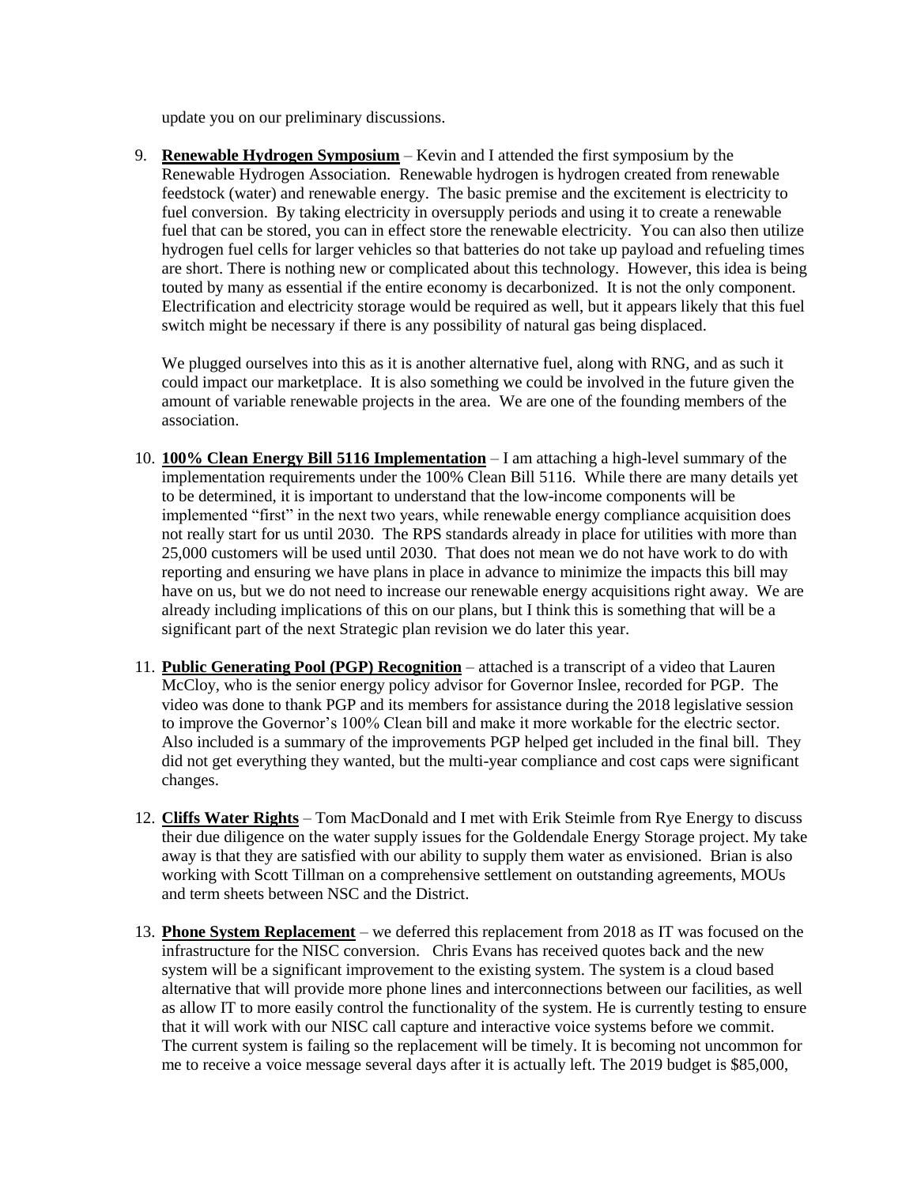update you on our preliminary discussions.

9. **Renewable Hydrogen Symposium** – Kevin and I attended the first symposium by the Renewable Hydrogen Association. Renewable hydrogen is hydrogen created from renewable feedstock (water) and renewable energy. The basic premise and the excitement is electricity to fuel conversion. By taking electricity in oversupply periods and using it to create a renewable fuel that can be stored, you can in effect store the renewable electricity. You can also then utilize hydrogen fuel cells for larger vehicles so that batteries do not take up payload and refueling times are short. There is nothing new or complicated about this technology. However, this idea is being touted by many as essential if the entire economy is decarbonized. It is not the only component. Electrification and electricity storage would be required as well, but it appears likely that this fuel switch might be necessary if there is any possibility of natural gas being displaced.

   We plugged ourselves into this as it is another alternative fuel, along with RNG, and as such it could impact our marketplace. It is also something we could be involved in the future given the amount of variable renewable projects in the area. We are one of the founding members of the association.

10. **100% Clean Energy Bill 5116 Implementation** – I am attaching a high-level summary of the implementation requirements under the 100% Clean Bill 5116. While there are many details yet to be determined, it is important to understand that the low-income components will be implemented "first" in the next two years, while renewable energy compliance acquisition does not really start for us until 2030. The RPS standards already in place for utilities with more than 25,000 customers will be used until 2030. That does not mean we do not have work to do with reporting and ensuring we have plans in place in advance to minimize the impacts this bill may have on us, but we do not need to increase our renewable energy acquisitions right away. We are already including implications of this on our plans, but I think this is something that will be a significant part of the next Strategic plan revision we do later this year.

11. **Public Generating Pool (PGP) Recognition** – attached is a transcript of a video that Lauren McCloy, who is the senior energy policy advisor for Governor Inslee, recorded for PGP. The video was done to thank PGP and its members for assistance during the 2018 legislative session to improve the Governor's 100% Clean bill and make it more workable for the electric sector. Also included is a summary of the improvements PGP helped get included in the final bill. They did not get everything they wanted, but the multi-year compliance and cost caps were significant changes.

12. **Cliffs Water Rights** – Tom MacDonald and I met with Erik Steimle from Rye Energy to discuss their due diligence on the water supply issues for the Goldendale Energy Storage project. My take away is that they are satisfied with our ability to supply them water as envisioned. Brian is also working with Scott Tillman on a comprehensive settlement on outstanding agreements, MOUs and term sheets between NSC and the District.

13. **Phone System Replacement** – we deferred this replacement from 2018 as IT was focused on the infrastructure for the NISC conversion. Chris Evans has received quotes back and the new system will be a significant improvement to the existing system. The system is a cloud based alternative that will provide more phone lines and interconnections between our facilities, as well as allow IT to more easily control the functionality of the system. He is currently testing to ensure that it will work with our NISC call capture and interactive voice systems before we commit. The current system is failing so the replacement will be timely. It is becoming not uncommon for me to receive a voice message several days after it is actually left. The 2019 budget is $85,000,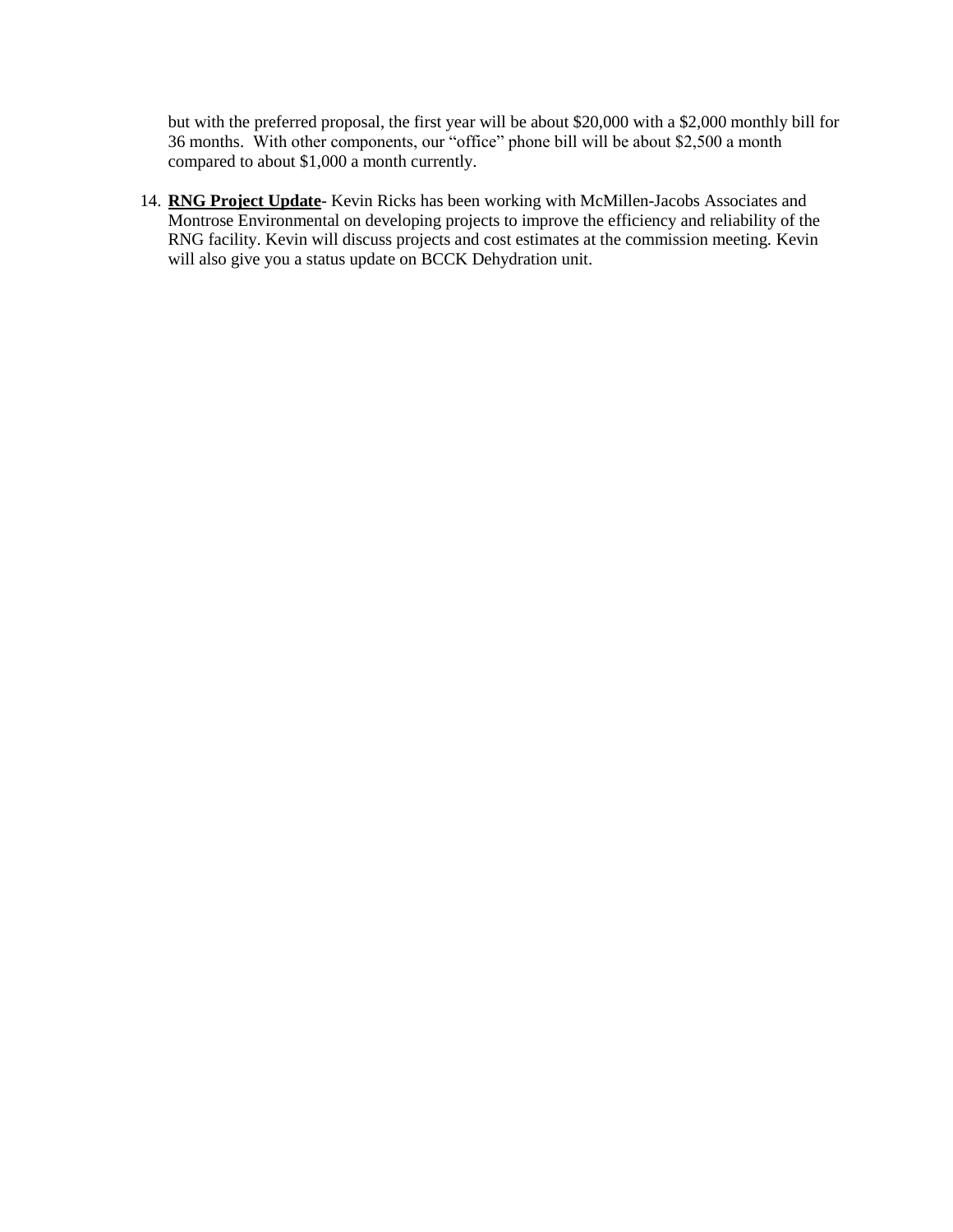but with the preferred proposal, the first year will be about $20,000 with a $2,000 monthly bill for 36 months.  With other components, our "office" phone bill will be about $2,500 a month compared to about $1,000 a month currently.

14. **RNG Project Update**- Kevin Ricks has been working with McMillen-Jacobs Associates and Montrose Environmental on developing projects to improve the efficiency and reliability of the RNG facility. Kevin will discuss projects and cost estimates at the commission meeting. Kevin will also give you a status update on BCCK Dehydration unit.